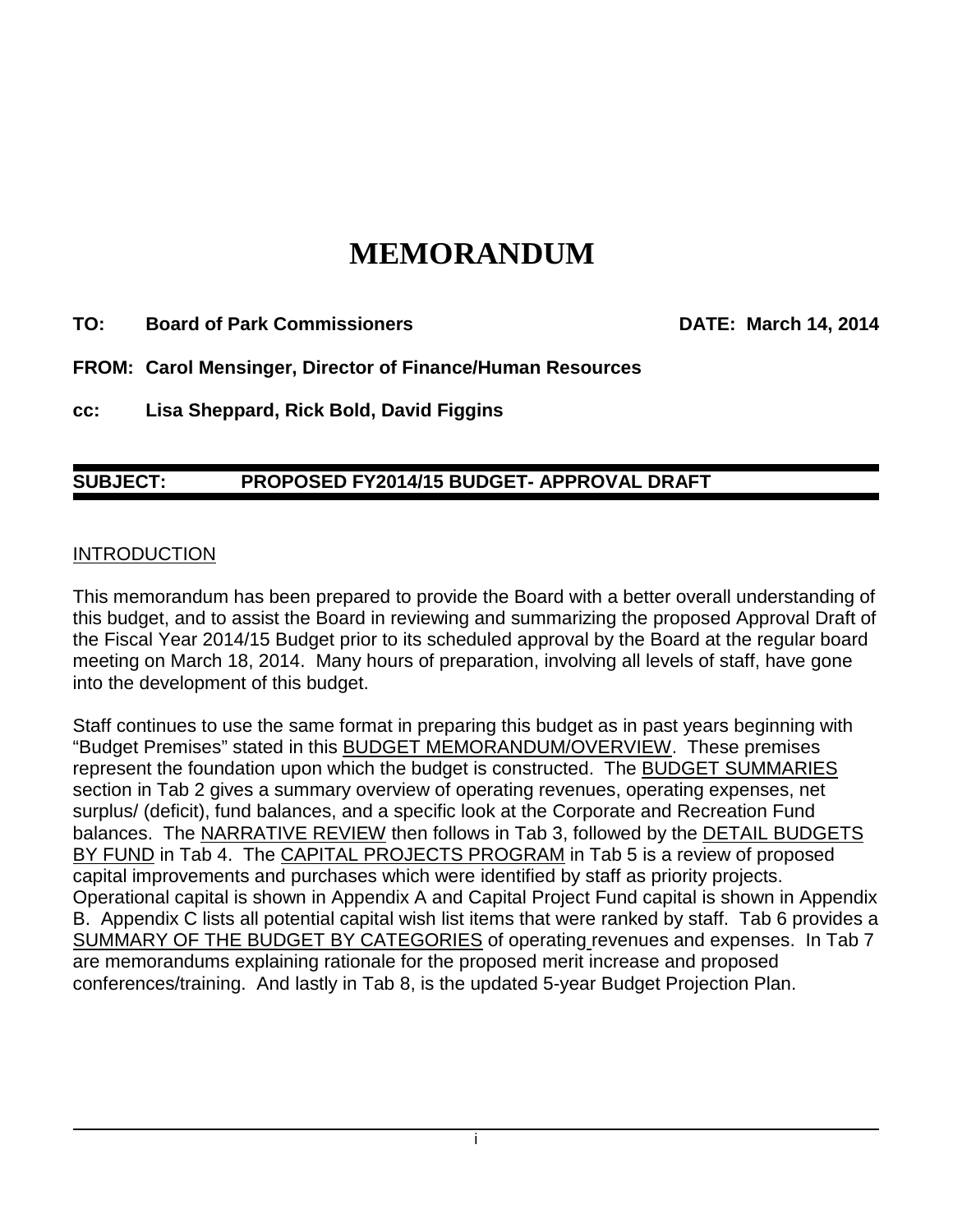# MEMORANDUM

**TO: Board of Park Commissioners** **DATE: March 14, 2014**

**FROM: Carol Mensinger, Director of Finance/Human Resources**

**cc: Lisa Sheppard, Rick Bold, David Figgins**

---

**SUBJECT: PROPOSED FY2014/15 BUDGET- APPROVAL DRAFT**

---

INTRODUCTION

This memorandum has been prepared to provide the Board with a better overall understanding of this budget, and to assist the Board in reviewing and summarizing the proposed Approval Draft of the Fiscal Year 2014/15 Budget prior to its scheduled approval by the Board at the regular board meeting on March 18, 2014. Many hours of preparation, involving all levels of staff, have gone into the development of this budget.

Staff continues to use the same format in preparing this budget as in past years beginning with "Budget Premises" stated in this BUDGET MEMORANDUM/OVERVIEW. These premises represent the foundation upon which the budget is constructed. The BUDGET SUMMARIES section in Tab 2 gives a summary overview of operating revenues, operating expenses, net surplus/ (deficit), fund balances, and a specific look at the Corporate and Recreation Fund balances. The NARRATIVE REVIEW then follows in Tab 3, followed by the DETAIL BUDGETS BY FUND in Tab 4. The CAPITAL PROJECTS PROGRAM in Tab 5 is a review of proposed capital improvements and purchases which were identified by staff as priority projects. Operational capital is shown in Appendix A and Capital Project Fund capital is shown in Appendix B. Appendix C lists all potential capital wish list items that were ranked by staff. Tab 6 provides a SUMMARY OF THE BUDGET BY CATEGORIES of operating revenues and expenses. In Tab 7 are memorandums explaining rationale for the proposed merit increase and proposed conferences/training. And lastly in Tab 8, is the updated 5-year Budget Projection Plan.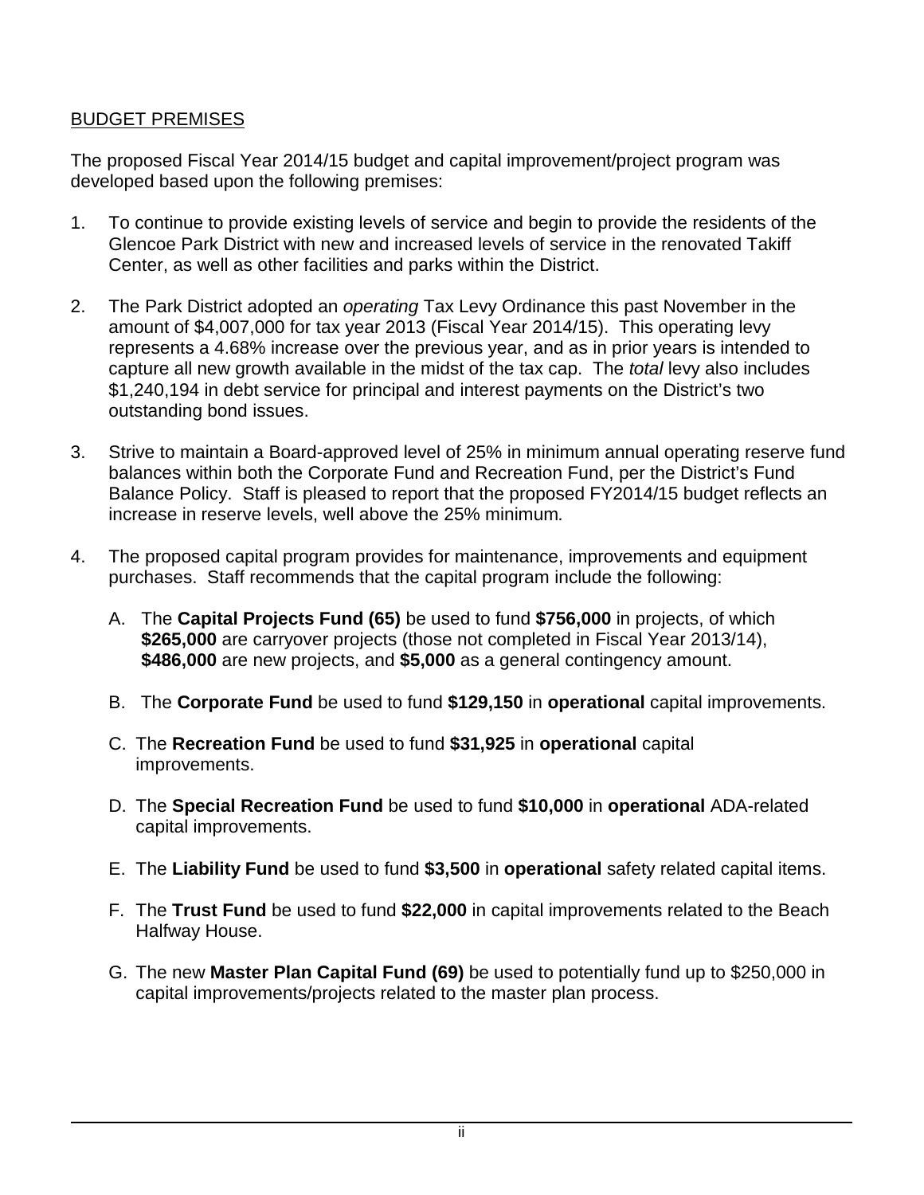## BUDGET PREMISES

The proposed Fiscal Year 2014/15 budget and capital improvement/project program was developed based upon the following premises:

1. To continue to provide existing levels of service and begin to provide the residents of the Glencoe Park District with new and increased levels of service in the renovated Takiff Center, as well as other facilities and parks within the District.

2. The Park District adopted an *operating* Tax Levy Ordinance this past November in the amount of $4,007,000 for tax year 2013 (Fiscal Year 2014/15). This operating levy represents a 4.68% increase over the previous year, and as in prior years is intended to capture all new growth available in the midst of the tax cap. The *total* levy also includes $1,240,194 in debt service for principal and interest payments on the District's two outstanding bond issues.

3. Strive to maintain a Board-approved level of 25% in minimum annual operating reserve fund balances within both the Corporate Fund and Recreation Fund, per the District's Fund Balance Policy. Staff is pleased to report that the proposed FY2014/15 budget reflects an increase in reserve levels, well above the 25% minimum.

4. The proposed capital program provides for maintenance, improvements and equipment purchases. Staff recommends that the capital program include the following:

   A. The **Capital Projects Fund (65)** be used to fund **$756,000** in projects, of which **$265,000** are carryover projects (those not completed in Fiscal Year 2013/14), **$486,000** are new projects, and **$5,000** as a general contingency amount.

   B. The **Corporate Fund** be used to fund **$129,150** in **operational** capital improvements.

   C. The **Recreation Fund** be used to fund **$31,925** in **operational** capital improvements.

   D. The **Special Recreation Fund** be used to fund **$10,000** in **operational** ADA-related capital improvements.

   E. The **Liability Fund** be used to fund **$3,500** in **operational** safety related capital items.

   F. The **Trust Fund** be used to fund **$22,000** in capital improvements related to the Beach Halfway House.

   G. The new **Master Plan Capital Fund (69)** be used to potentially fund up to $250,000 in capital improvements/projects related to the master plan process.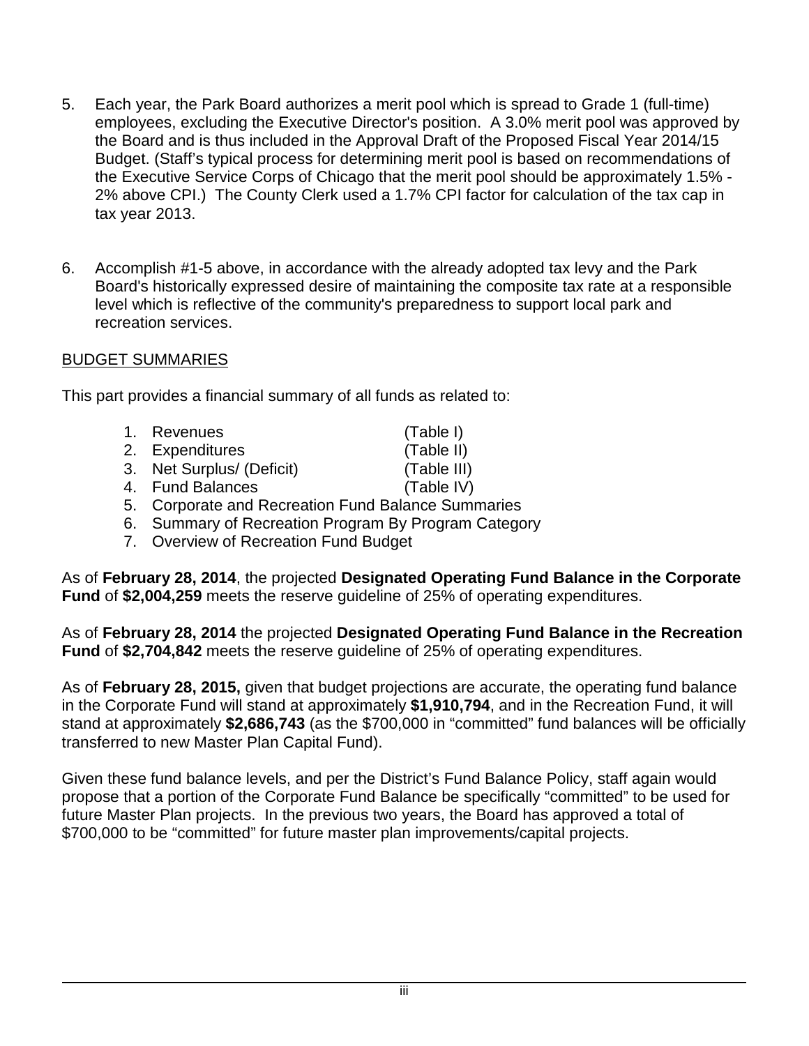5. Each year, the Park Board authorizes a merit pool which is spread to Grade 1 (full-time) employees, excluding the Executive Director's position. A 3.0% merit pool was approved by the Board and is thus included in the Approval Draft of the Proposed Fiscal Year 2014/15 Budget. (Staff's typical process for determining merit pool is based on recommendations of the Executive Service Corps of Chicago that the merit pool should be approximately 1.5% - 2% above CPI.) The County Clerk used a 1.7% CPI factor for calculation of the tax cap in tax year 2013.

6. Accomplish #1-5 above, in accordance with the already adopted tax levy and the Park Board's historically expressed desire of maintaining the composite tax rate at a responsible level which is reflective of the community's preparedness to support local park and recreation services.

## BUDGET SUMMARIES

This part provides a financial summary of all funds as related to:

1. Revenues (Table I)
2. Expenditures (Table II)
3. Net Surplus/ (Deficit) (Table III)
4. Fund Balances (Table IV)
5. Corporate and Recreation Fund Balance Summaries
6. Summary of Recreation Program By Program Category
7. Overview of Recreation Fund Budget

As of **February 28, 2014**, the projected **Designated Operating Fund Balance in the Corporate Fund** of **$2,004,259** meets the reserve guideline of 25% of operating expenditures.

As of **February 28, 2014** the projected **Designated Operating Fund Balance in the Recreation Fund** of **$2,704,842** meets the reserve guideline of 25% of operating expenditures.

As of **February 28, 2015,** given that budget projections are accurate, the operating fund balance in the Corporate Fund will stand at approximately **$1,910,794**, and in the Recreation Fund, it will stand at approximately **$2,686,743** (as the $700,000 in "committed" fund balances will be officially transferred to new Master Plan Capital Fund).

Given these fund balance levels, and per the District's Fund Balance Policy, staff again would propose that a portion of the Corporate Fund Balance be specifically "committed" to be used for future Master Plan projects. In the previous two years, the Board has approved a total of $700,000 to be "committed" for future master plan improvements/capital projects.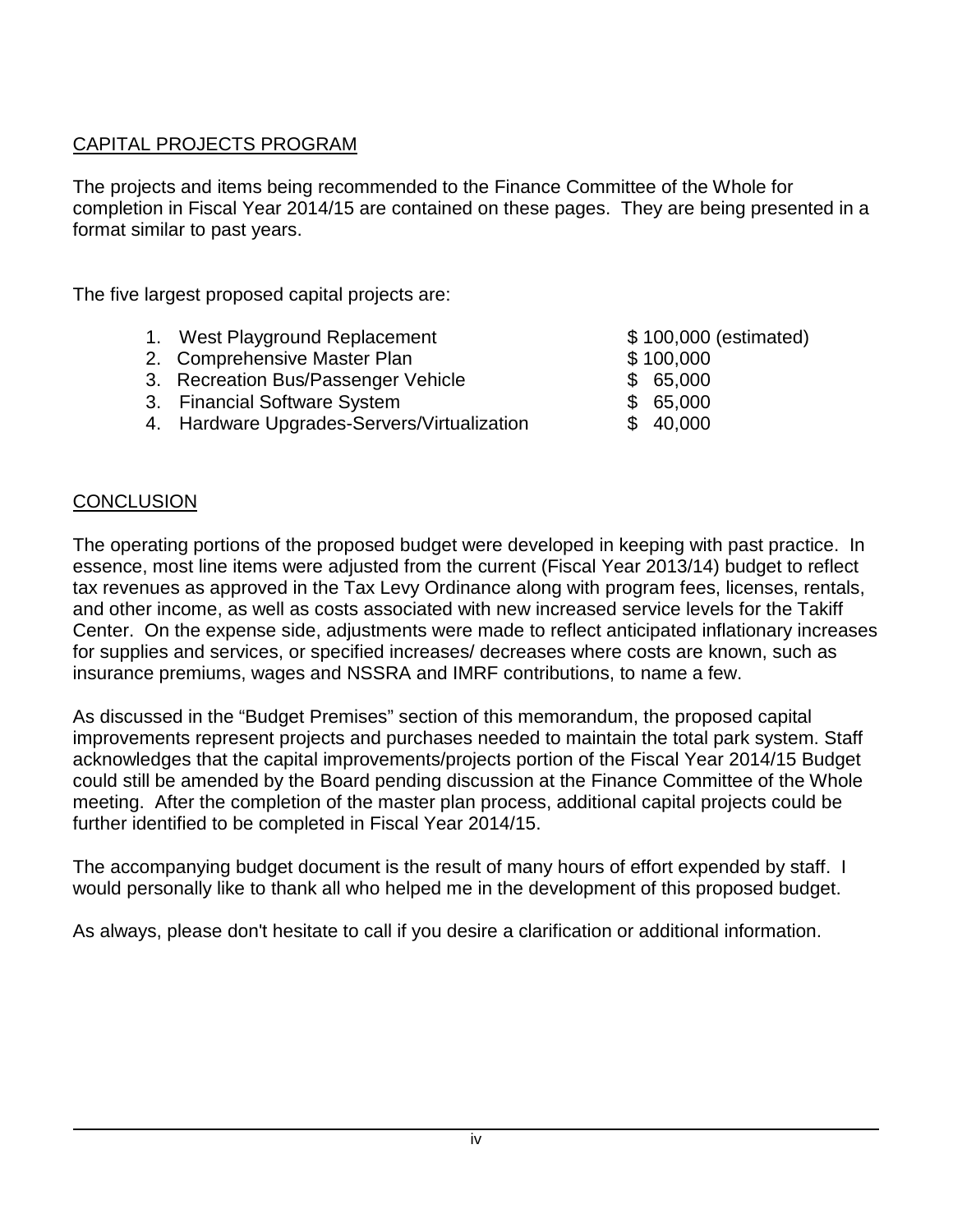## CAPITAL PROJECTS PROGRAM

The projects and items being recommended to the Finance Committee of the Whole for completion in Fiscal Year 2014/15 are contained on these pages. They are being presented in a format similar to past years.

The five largest proposed capital projects are:

| | | |
|---|---|---|
| 1. | West Playground Replacement | $ 100,000 (estimated) |
| 2. | Comprehensive Master Plan | $ 100,000 |
| 3. | Recreation Bus/Passenger Vehicle | $ 65,000 |
| 3. | Financial Software System | $ 65,000 |
| 4. | Hardware Upgrades-Servers/Virtualization | $ 40,000 |

## CONCLUSION

The operating portions of the proposed budget were developed in keeping with past practice. In essence, most line items were adjusted from the current (Fiscal Year 2013/14) budget to reflect tax revenues as approved in the Tax Levy Ordinance along with program fees, licenses, rentals, and other income, as well as costs associated with new increased service levels for the Takiff Center. On the expense side, adjustments were made to reflect anticipated inflationary increases for supplies and services, or specified increases/ decreases where costs are known, such as insurance premiums, wages and NSSRA and IMRF contributions, to name a few.

As discussed in the "Budget Premises" section of this memorandum, the proposed capital improvements represent projects and purchases needed to maintain the total park system. Staff acknowledges that the capital improvements/projects portion of the Fiscal Year 2014/15 Budget could still be amended by the Board pending discussion at the Finance Committee of the Whole meeting. After the completion of the master plan process, additional capital projects could be further identified to be completed in Fiscal Year 2014/15.

The accompanying budget document is the result of many hours of effort expended by staff. I would personally like to thank all who helped me in the development of this proposed budget.

As always, please don't hesitate to call if you desire a clarification or additional information.